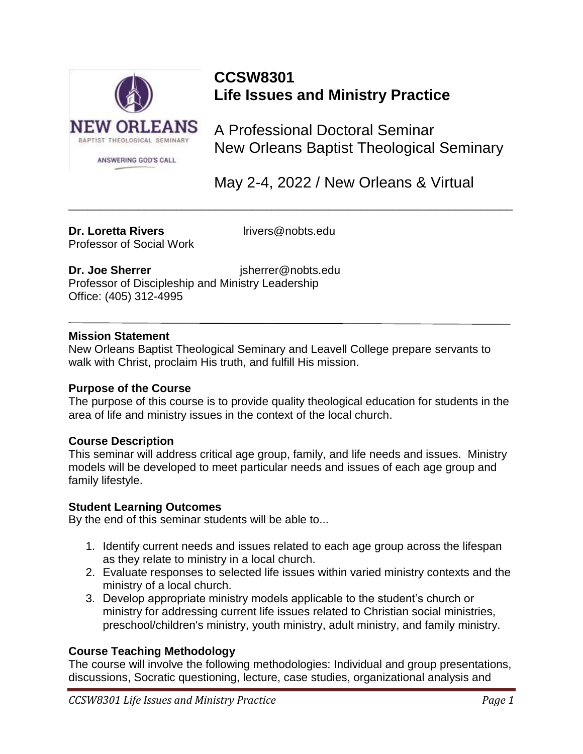# CCSW8301
# Life Issues and Ministry Practice

A Professional Doctoral Seminar
New Orleans Baptist Theological Seminary

May 2-4, 2022 / New Orleans & Virtual

---

**Dr. Loretta Rivers** lrivers@nobts.edu
Professor of Social Work

**Dr. Joe Sherrer** jsherrer@nobts.edu
Professor of Discipleship and Ministry Leadership
Office: (405) 312-4995

---

**Mission Statement**
New Orleans Baptist Theological Seminary and Leavell College prepare servants to walk with Christ, proclaim His truth, and fulfill His mission.

**Purpose of the Course**
The purpose of this course is to provide quality theological education for students in the area of life and ministry issues in the context of the local church.

**Course Description**
This seminar will address critical age group, family, and life needs and issues. Ministry models will be developed to meet particular needs and issues of each age group and family lifestyle.

**Student Learning Outcomes**
By the end of this seminar students will be able to...

1. Identify current needs and issues related to each age group across the lifespan as they relate to ministry in a local church.
2. Evaluate responses to selected life issues within varied ministry contexts and the ministry of a local church.
3. Develop appropriate ministry models applicable to the student's church or ministry for addressing current life issues related to Christian social ministries, preschool/children's ministry, youth ministry, adult ministry, and family ministry.

**Course Teaching Methodology**
The course will involve the following methodologies: Individual and group presentations, discussions, Socratic questioning, lecture, case studies, organizational analysis and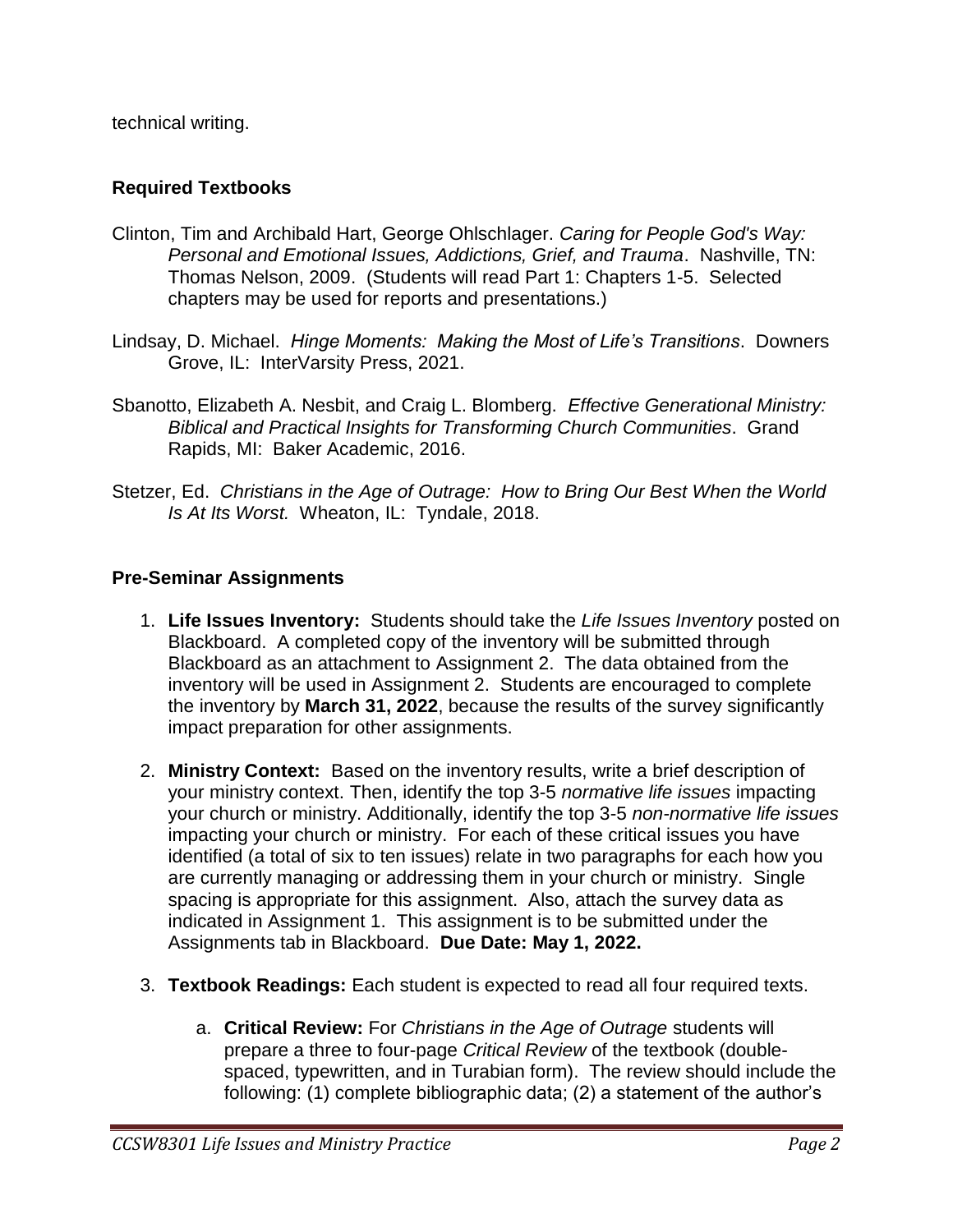technical writing.

## Required Textbooks

Clinton, Tim and Archibald Hart, George Ohlschlager. *Caring for People God's Way: Personal and Emotional Issues, Addictions, Grief, and Trauma*. Nashville, TN: Thomas Nelson, 2009. (Students will read Part 1: Chapters 1-5. Selected chapters may be used for reports and presentations.)

Lindsay, D. Michael. *Hinge Moments: Making the Most of Life's Transitions*. Downers Grove, IL: InterVarsity Press, 2021.

Sbanotto, Elizabeth A. Nesbit, and Craig L. Blomberg. *Effective Generational Ministry: Biblical and Practical Insights for Transforming Church Communities*. Grand Rapids, MI: Baker Academic, 2016.

Stetzer, Ed. *Christians in the Age of Outrage: How to Bring Our Best When the World Is At Its Worst.* Wheaton, IL: Tyndale, 2018.

## Pre-Seminar Assignments

1. **Life Issues Inventory:** Students should take the *Life Issues Inventory* posted on Blackboard. A completed copy of the inventory will be submitted through Blackboard as an attachment to Assignment 2. The data obtained from the inventory will be used in Assignment 2. Students are encouraged to complete the inventory by **March 31, 2022**, because the results of the survey significantly impact preparation for other assignments.

2. **Ministry Context:** Based on the inventory results, write a brief description of your ministry context. Then, identify the top 3-5 *normative life issues* impacting your church or ministry. Additionally, identify the top 3-5 *non-normative life issues* impacting your church or ministry. For each of these critical issues you have identified (a total of six to ten issues) relate in two paragraphs for each how you are currently managing or addressing them in your church or ministry. Single spacing is appropriate for this assignment. Also, attach the survey data as indicated in Assignment 1. This assignment is to be submitted under the Assignments tab in Blackboard. **Due Date: May 1, 2022.**

3. **Textbook Readings:** Each student is expected to read all four required texts.

    a. **Critical Review:** For *Christians in the Age of Outrage* students will prepare a three to four-page *Critical Review* of the textbook (double-spaced, typewritten, and in Turabian form). The review should include the following: (1) complete bibliographic data; (2) a statement of the author's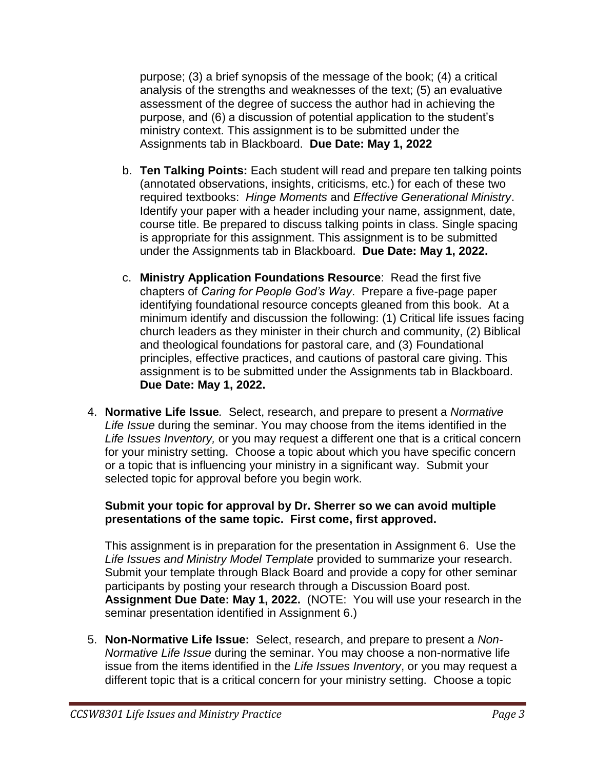purpose; (3) a brief synopsis of the message of the book; (4) a critical analysis of the strengths and weaknesses of the text; (5) an evaluative assessment of the degree of success the author had in achieving the purpose, and (6) a discussion of potential application to the student's ministry context. This assignment is to be submitted under the Assignments tab in Blackboard. **Due Date: May 1, 2022**

b. **Ten Talking Points:** Each student will read and prepare ten talking points (annotated observations, insights, criticisms, etc.) for each of these two required textbooks: *Hinge Moments* and *Effective Generational Ministry*. Identify your paper with a header including your name, assignment, date, course title. Be prepared to discuss talking points in class. Single spacing is appropriate for this assignment. This assignment is to be submitted under the Assignments tab in Blackboard. **Due Date: May 1, 2022.**

c. **Ministry Application Foundations Resource**: Read the first five chapters of *Caring for People God's Way*. Prepare a five-page paper identifying foundational resource concepts gleaned from this book. At a minimum identify and discussion the following: (1) Critical life issues facing church leaders as they minister in their church and community, (2) Biblical and theological foundations for pastoral care, and (3) Foundational principles, effective practices, and cautions of pastoral care giving. This assignment is to be submitted under the Assignments tab in Blackboard. **Due Date: May 1, 2022.**

4. **Normative Life Issue***.* Select, research, and prepare to present a *Normative Life Issue* during the seminar. You may choose from the items identified in the *Life Issues Inventory,* or you may request a different one that is a critical concern for your ministry setting. Choose a topic about which you have specific concern or a topic that is influencing your ministry in a significant way. Submit your selected topic for approval before you begin work.

   **Submit your topic for approval by Dr. Sherrer so we can avoid multiple presentations of the same topic. First come, first approved.**

   This assignment is in preparation for the presentation in Assignment 6. Use the *Life Issues and Ministry Model Template* provided to summarize your research. Submit your template through Black Board and provide a copy for other seminar participants by posting your research through a Discussion Board post. **Assignment Due Date: May 1, 2022.** (NOTE: You will use your research in the seminar presentation identified in Assignment 6.)

5. **Non-Normative Life Issue:** Select, research, and prepare to present a *Non-Normative Life Issue* during the seminar. You may choose a non-normative life issue from the items identified in the *Life Issues Inventory*, or you may request a different topic that is a critical concern for your ministry setting. Choose a topic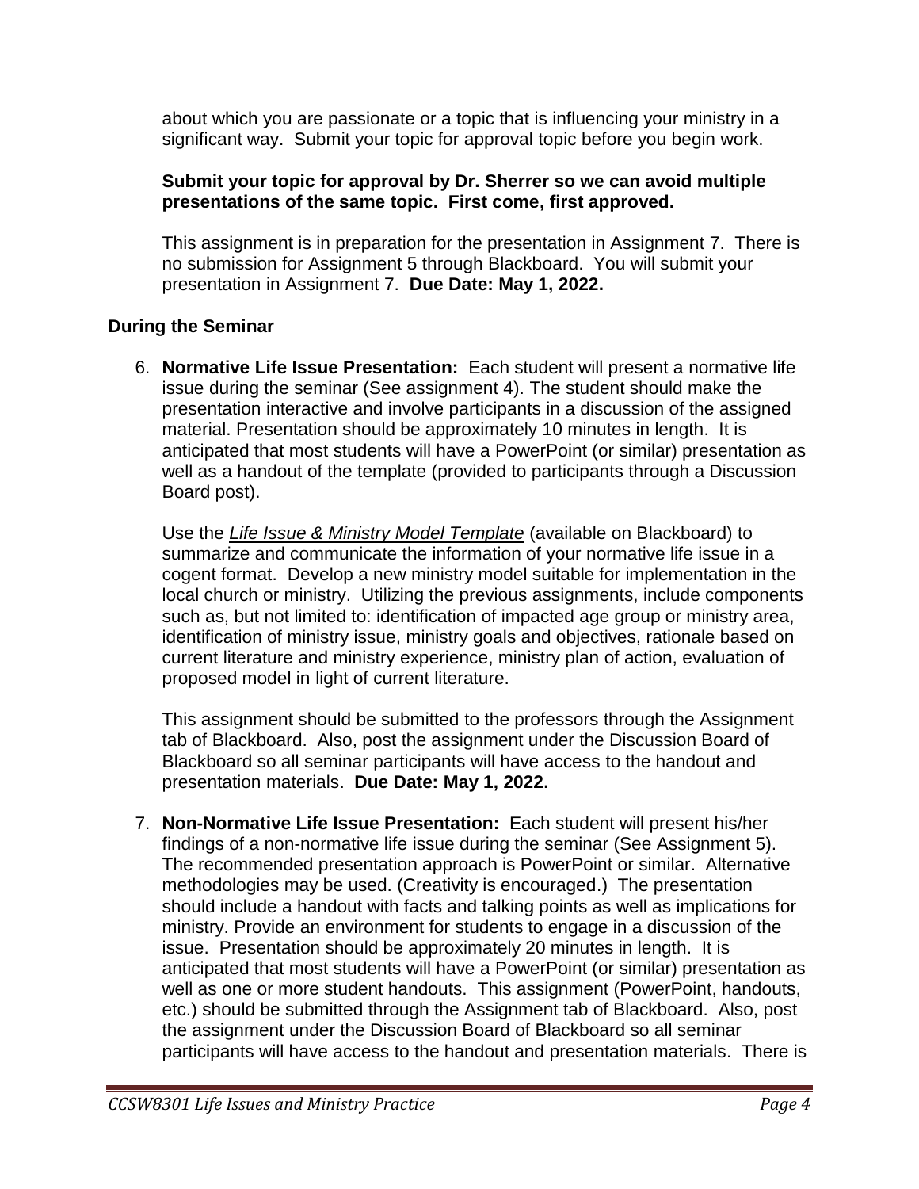about which you are passionate or a topic that is influencing your ministry in a significant way. Submit your topic for approval topic before you begin work.

**Submit your topic for approval by Dr. Sherrer so we can avoid multiple presentations of the same topic. First come, first approved.**

This assignment is in preparation for the presentation in Assignment 7. There is no submission for Assignment 5 through Blackboard. You will submit your presentation in Assignment 7. **Due Date: May 1, 2022.**

### During the Seminar

6. **Normative Life Issue Presentation:** Each student will present a normative life issue during the seminar (See assignment 4). The student should make the presentation interactive and involve participants in a discussion of the assigned material. Presentation should be approximately 10 minutes in length. It is anticipated that most students will have a PowerPoint (or similar) presentation as well as a handout of the template (provided to participants through a Discussion Board post).

   Use the *Life Issue & Ministry Model Template* (available on Blackboard) to summarize and communicate the information of your normative life issue in a cogent format. Develop a new ministry model suitable for implementation in the local church or ministry. Utilizing the previous assignments, include components such as, but not limited to: identification of impacted age group or ministry area, identification of ministry issue, ministry goals and objectives, rationale based on current literature and ministry experience, ministry plan of action, evaluation of proposed model in light of current literature.

   This assignment should be submitted to the professors through the Assignment tab of Blackboard. Also, post the assignment under the Discussion Board of Blackboard so all seminar participants will have access to the handout and presentation materials. **Due Date: May 1, 2022.**

7. **Non-Normative Life Issue Presentation:** Each student will present his/her findings of a non-normative life issue during the seminar (See Assignment 5). The recommended presentation approach is PowerPoint or similar. Alternative methodologies may be used. (Creativity is encouraged.) The presentation should include a handout with facts and talking points as well as implications for ministry. Provide an environment for students to engage in a discussion of the issue. Presentation should be approximately 20 minutes in length. It is anticipated that most students will have a PowerPoint (or similar) presentation as well as one or more student handouts. This assignment (PowerPoint, handouts, etc.) should be submitted through the Assignment tab of Blackboard. Also, post the assignment under the Discussion Board of Blackboard so all seminar participants will have access to the handout and presentation materials. There is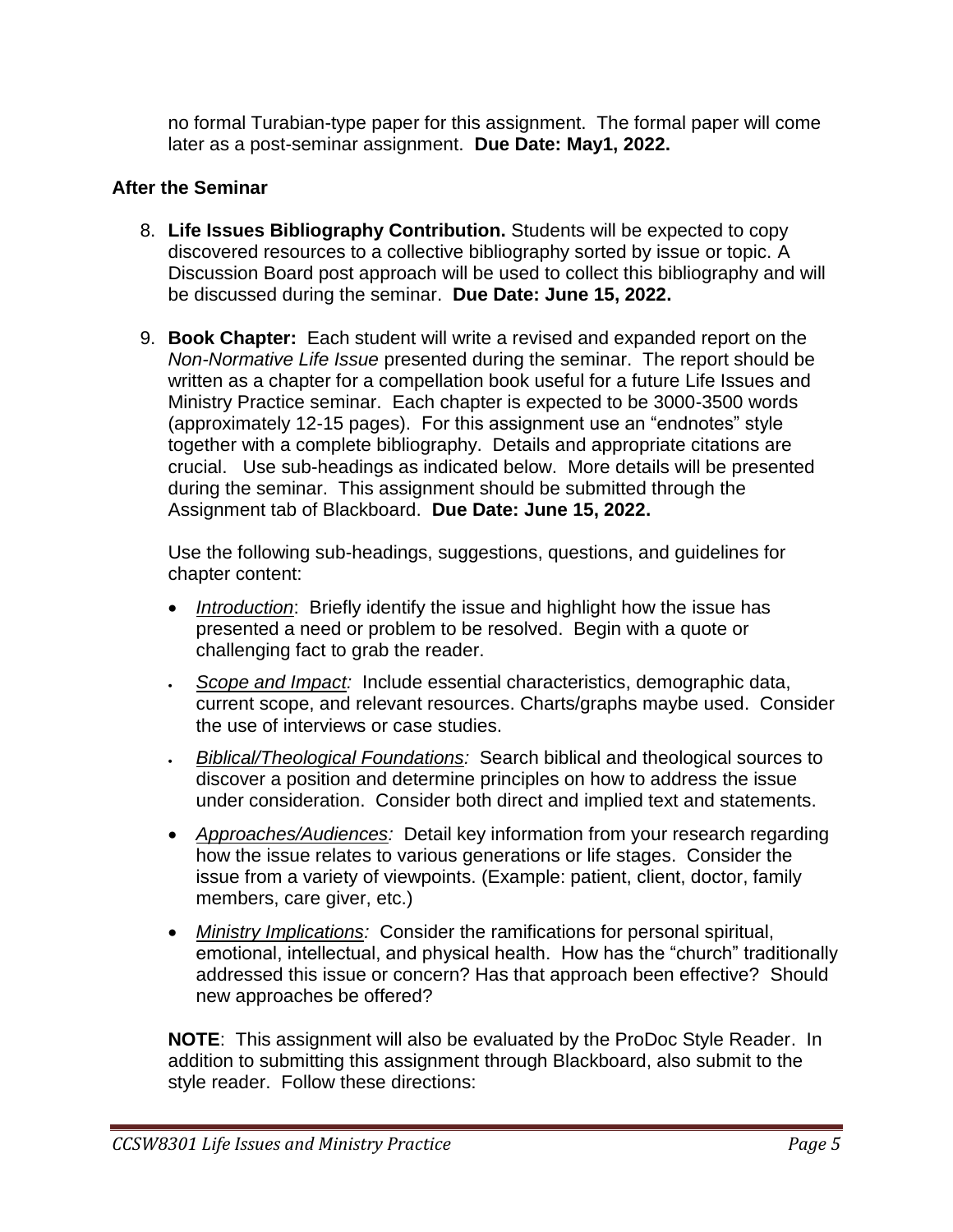no formal Turabian-type paper for this assignment. The formal paper will come later as a post-seminar assignment. **Due Date: May1, 2022.**

### After the Seminar

8. **Life Issues Bibliography Contribution.** Students will be expected to copy discovered resources to a collective bibliography sorted by issue or topic. A Discussion Board post approach will be used to collect this bibliography and will be discussed during the seminar. **Due Date: June 15, 2022.**

9. **Book Chapter:** Each student will write a revised and expanded report on the *Non-Normative Life Issue* presented during the seminar. The report should be written as a chapter for a compellation book useful for a future Life Issues and Ministry Practice seminar. Each chapter is expected to be 3000-3500 words (approximately 12-15 pages). For this assignment use an "endnotes" style together with a complete bibliography. Details and appropriate citations are crucial. Use sub-headings as indicated below. More details will be presented during the seminar. This assignment should be submitted through the Assignment tab of Blackboard. **Due Date: June 15, 2022.**

   Use the following sub-headings, suggestions, questions, and guidelines for chapter content:

   - *Introduction*: Briefly identify the issue and highlight how the issue has presented a need or problem to be resolved. Begin with a quote or challenging fact to grab the reader.
   - *Scope and Impact:* Include essential characteristics, demographic data, current scope, and relevant resources. Charts/graphs maybe used. Consider the use of interviews or case studies.
   - *Biblical/Theological Foundations:* Search biblical and theological sources to discover a position and determine principles on how to address the issue under consideration. Consider both direct and implied text and statements.
   - *Approaches/Audiences:* Detail key information from your research regarding how the issue relates to various generations or life stages. Consider the issue from a variety of viewpoints. (Example: patient, client, doctor, family members, care giver, etc.)
   - *Ministry Implications:* Consider the ramifications for personal spiritual, emotional, intellectual, and physical health. How has the "church" traditionally addressed this issue or concern? Has that approach been effective? Should new approaches be offered?

   **NOTE**: This assignment will also be evaluated by the ProDoc Style Reader. In addition to submitting this assignment through Blackboard, also submit to the style reader. Follow these directions: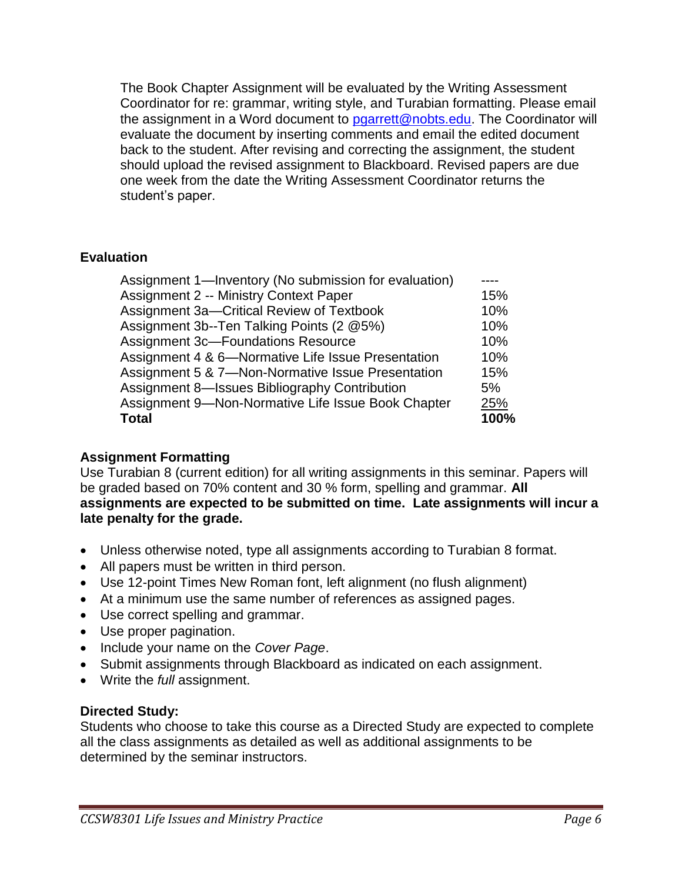The Book Chapter Assignment will be evaluated by the Writing Assessment Coordinator for re: grammar, writing style, and Turabian formatting. Please email the assignment in a Word document to pgarrett@nobts.edu. The Coordinator will evaluate the document by inserting comments and email the edited document back to the student. After revising and correcting the assignment, the student should upload the revised assignment to Blackboard. Revised papers are due one week from the date the Writing Assessment Coordinator returns the student's paper.

### Evaluation

| Assignment | Weight |
|---|---|
| Assignment 1—Inventory (No submission for evaluation) | ---- |
| Assignment 2 -- Ministry Context Paper | 15% |
| Assignment 3a—Critical Review of Textbook | 10% |
| Assignment 3b--Ten Talking Points (2 @5%) | 10% |
| Assignment 3c—Foundations Resource | 10% |
| Assignment 4 & 6—Normative Life Issue Presentation | 10% |
| Assignment 5 & 7—Non-Normative Issue Presentation | 15% |
| Assignment 8—Issues Bibliography Contribution | 5% |
| Assignment 9—Non-Normative Life Issue Book Chapter | 25% |
| **Total** | **100%** |

### Assignment Formatting

Use Turabian 8 (current edition) for all writing assignments in this seminar. Papers will be graded based on 70% content and 30 % form, spelling and grammar. **All assignments are expected to be submitted on time. Late assignments will incur a late penalty for the grade.**

- Unless otherwise noted, type all assignments according to Turabian 8 format.
- All papers must be written in third person.
- Use 12-point Times New Roman font, left alignment (no flush alignment)
- At a minimum use the same number of references as assigned pages.
- Use correct spelling and grammar.
- Use proper pagination.
- Include your name on the *Cover Page*.
- Submit assignments through Blackboard as indicated on each assignment.
- Write the *full* assignment.

### Directed Study:

Students who choose to take this course as a Directed Study are expected to complete all the class assignments as detailed as well as additional assignments to be determined by the seminar instructors.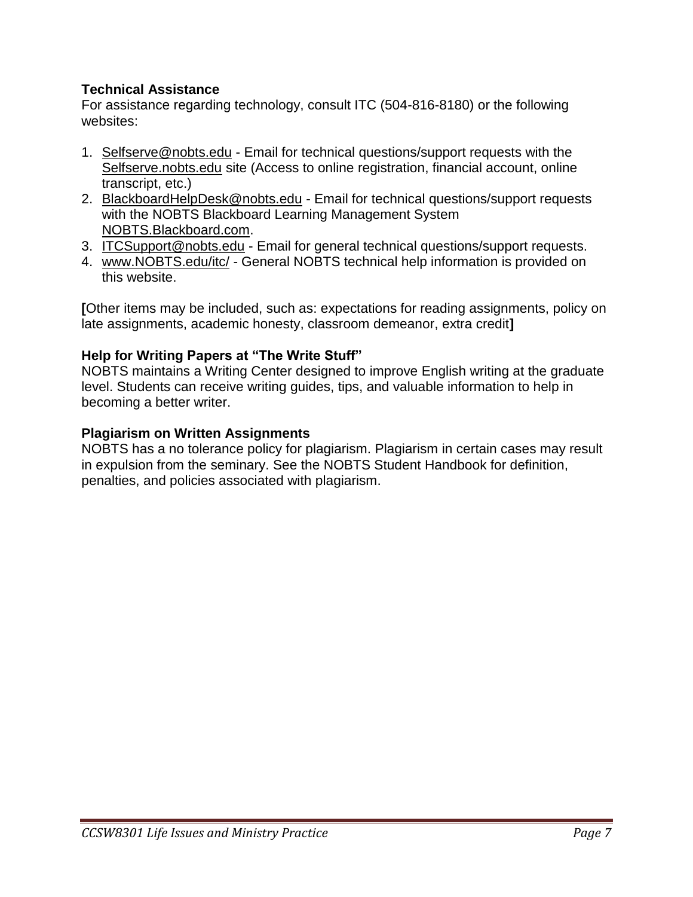**Technical Assistance**

For assistance regarding technology, consult ITC (504-816-8180) or the following websites:

1. Selfserve@nobts.edu - Email for technical questions/support requests with the Selfserve.nobts.edu site (Access to online registration, financial account, online transcript, etc.)
2. BlackboardHelpDesk@nobts.edu - Email for technical questions/support requests with the NOBTS Blackboard Learning Management System NOBTS.Blackboard.com.
3. ITCSupport@nobts.edu - Email for general technical questions/support requests.
4. www.NOBTS.edu/itc/ - General NOBTS technical help information is provided on this website.

**[**Other items may be included, such as: expectations for reading assignments, policy on late assignments, academic honesty, classroom demeanor, extra credit**]**

**Help for Writing Papers at "The Write Stuff"**

NOBTS maintains a Writing Center designed to improve English writing at the graduate level. Students can receive writing guides, tips, and valuable information to help in becoming a better writer.

**Plagiarism on Written Assignments**

NOBTS has a no tolerance policy for plagiarism. Plagiarism in certain cases may result in expulsion from the seminary. See the NOBTS Student Handbook for definition, penalties, and policies associated with plagiarism.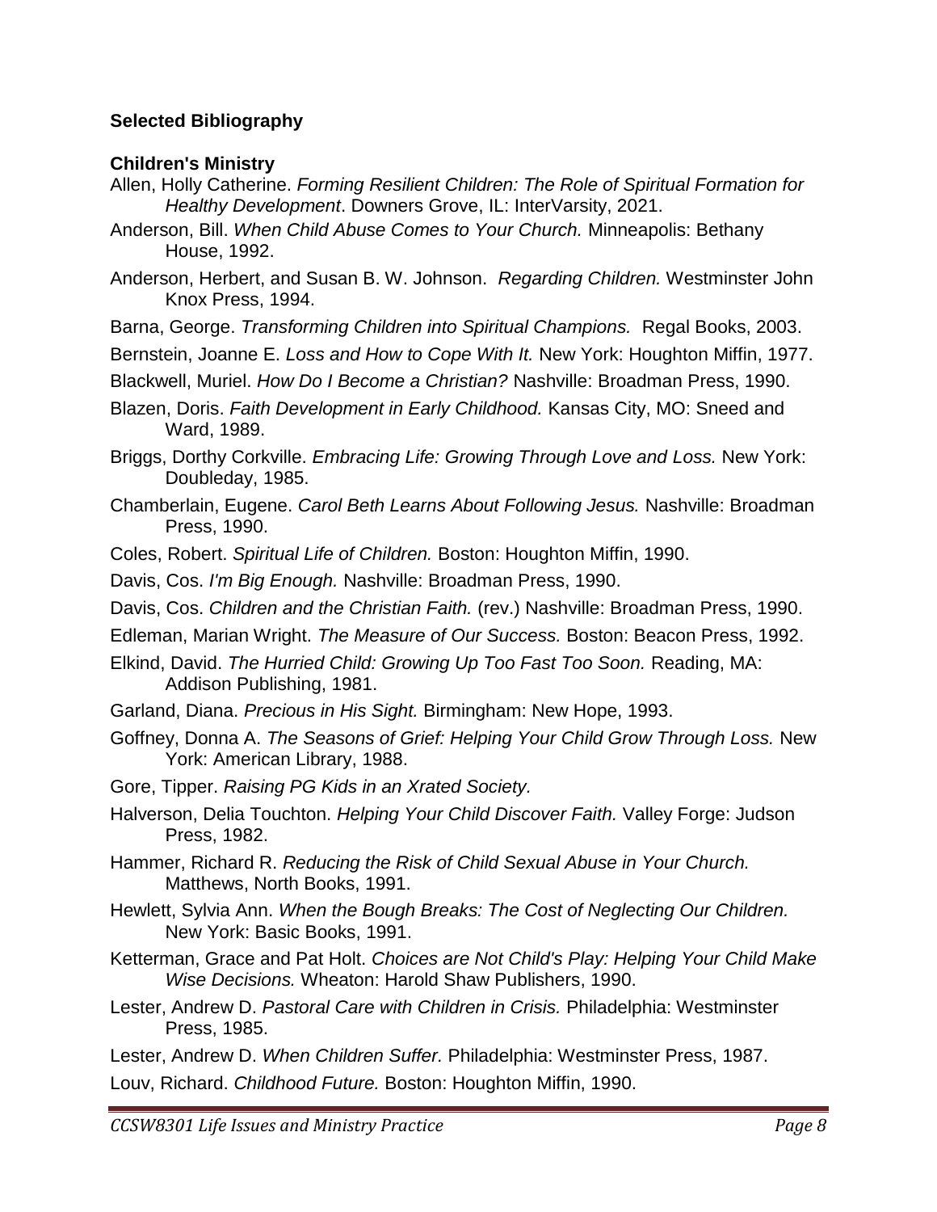**Selected Bibliography**

**Children's Ministry**

Allen, Holly Catherine. *Forming Resilient Children: The Role of Spiritual Formation for Healthy Development*. Downers Grove, IL: InterVarsity, 2021.

Anderson, Bill. *When Child Abuse Comes to Your Church.* Minneapolis: Bethany House, 1992.

Anderson, Herbert, and Susan B. W. Johnson. *Regarding Children.* Westminster John Knox Press, 1994.

Barna, George. *Transforming Children into Spiritual Champions.* Regal Books, 2003.

Bernstein, Joanne E. *Loss and How to Cope With It.* New York: Houghton Miffin, 1977.

Blackwell, Muriel. *How Do I Become a Christian?* Nashville: Broadman Press, 1990.

Blazen, Doris. *Faith Development in Early Childhood.* Kansas City, MO: Sneed and Ward, 1989.

Briggs, Dorthy Corkville. *Embracing Life: Growing Through Love and Loss.* New York: Doubleday, 1985.

Chamberlain, Eugene. *Carol Beth Learns About Following Jesus.* Nashville: Broadman Press, 1990.

Coles, Robert. *Spiritual Life of Children.* Boston: Houghton Miffin, 1990.

Davis, Cos. *I'm Big Enough.* Nashville: Broadman Press, 1990.

Davis, Cos. *Children and the Christian Faith.* (rev.) Nashville: Broadman Press, 1990.

Edleman, Marian Wright. *The Measure of Our Success.* Boston: Beacon Press, 1992.

Elkind, David. *The Hurried Child: Growing Up Too Fast Too Soon.* Reading, MA: Addison Publishing, 1981.

Garland, Diana. *Precious in His Sight.* Birmingham: New Hope, 1993.

Goffney, Donna A. *The Seasons of Grief: Helping Your Child Grow Through Loss.* New York: American Library, 1988.

Gore, Tipper. *Raising PG Kids in an Xrated Society.*

Halverson, Delia Touchton. *Helping Your Child Discover Faith.* Valley Forge: Judson Press, 1982.

Hammer, Richard R. *Reducing the Risk of Child Sexual Abuse in Your Church.* Matthews, North Books, 1991.

Hewlett, Sylvia Ann. *When the Bough Breaks: The Cost of Neglecting Our Children.* New York: Basic Books, 1991.

Ketterman, Grace and Pat Holt. *Choices are Not Child's Play: Helping Your Child Make Wise Decisions.* Wheaton: Harold Shaw Publishers, 1990.

Lester, Andrew D. *Pastoral Care with Children in Crisis.* Philadelphia: Westminster Press, 1985.

Lester, Andrew D. *When Children Suffer.* Philadelphia: Westminster Press, 1987.

Louv, Richard. *Childhood Future.* Boston: Houghton Miffin, 1990.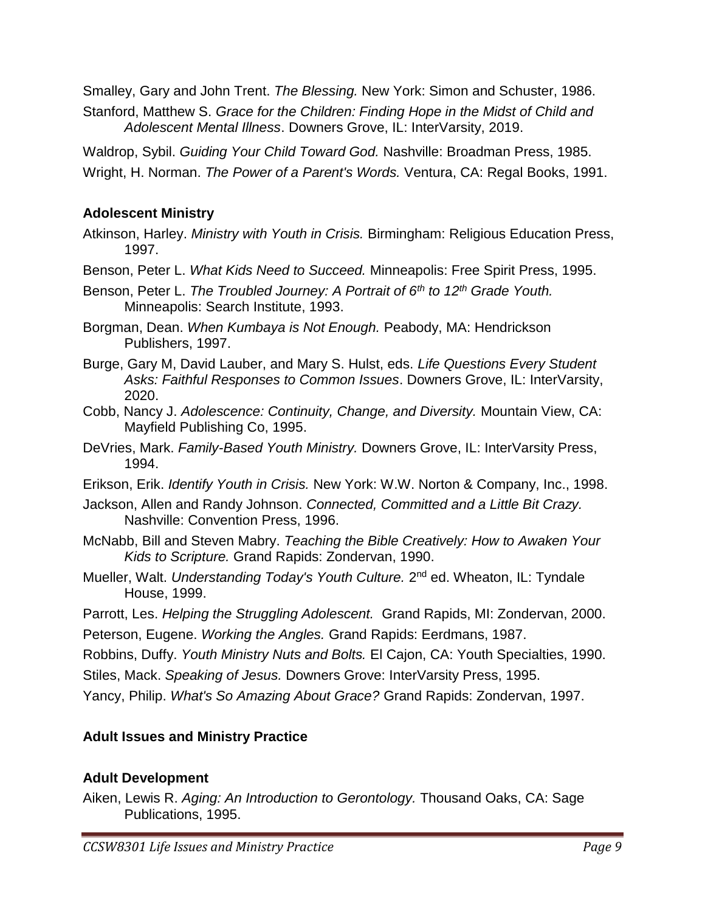Smalley, Gary and John Trent. *The Blessing.* New York: Simon and Schuster, 1986.

Stanford, Matthew S. *Grace for the Children: Finding Hope in the Midst of Child and Adolescent Mental Illness*. Downers Grove, IL: InterVarsity, 2019.

Waldrop, Sybil. *Guiding Your Child Toward God.* Nashville: Broadman Press, 1985.

Wright, H. Norman. *The Power of a Parent's Words.* Ventura, CA: Regal Books, 1991.

### Adolescent Ministry

Atkinson, Harley. *Ministry with Youth in Crisis.* Birmingham: Religious Education Press, 1997.

Benson, Peter L. *What Kids Need to Succeed.* Minneapolis: Free Spirit Press, 1995.

Benson, Peter L. *The Troubled Journey: A Portrait of 6th to 12th Grade Youth.* Minneapolis: Search Institute, 1993.

Borgman, Dean. *When Kumbaya is Not Enough.* Peabody, MA: Hendrickson Publishers, 1997.

Burge, Gary M, David Lauber, and Mary S. Hulst, eds. *Life Questions Every Student Asks: Faithful Responses to Common Issues*. Downers Grove, IL: InterVarsity, 2020.

Cobb, Nancy J. *Adolescence: Continuity, Change, and Diversity.* Mountain View, CA: Mayfield Publishing Co, 1995.

DeVries, Mark. *Family-Based Youth Ministry.* Downers Grove, IL: InterVarsity Press, 1994.

Erikson, Erik. *Identify Youth in Crisis.* New York: W.W. Norton & Company, Inc., 1998.

Jackson, Allen and Randy Johnson. *Connected, Committed and a Little Bit Crazy.* Nashville: Convention Press, 1996.

McNabb, Bill and Steven Mabry. *Teaching the Bible Creatively: How to Awaken Your Kids to Scripture.* Grand Rapids: Zondervan, 1990.

Mueller, Walt. *Understanding Today's Youth Culture.* 2nd ed. Wheaton, IL: Tyndale House, 1999.

Parrott, Les. *Helping the Struggling Adolescent.* Grand Rapids, MI: Zondervan, 2000.

Peterson, Eugene. *Working the Angles.* Grand Rapids: Eerdmans, 1987.

Robbins, Duffy. *Youth Ministry Nuts and Bolts.* El Cajon, CA: Youth Specialties, 1990.

Stiles, Mack. *Speaking of Jesus.* Downers Grove: InterVarsity Press, 1995.

Yancy, Philip. *What's So Amazing About Grace?* Grand Rapids: Zondervan, 1997.

## Adult Issues and Ministry Practice

### Adult Development

Aiken, Lewis R. *Aging: An Introduction to Gerontology.* Thousand Oaks, CA: Sage Publications, 1995.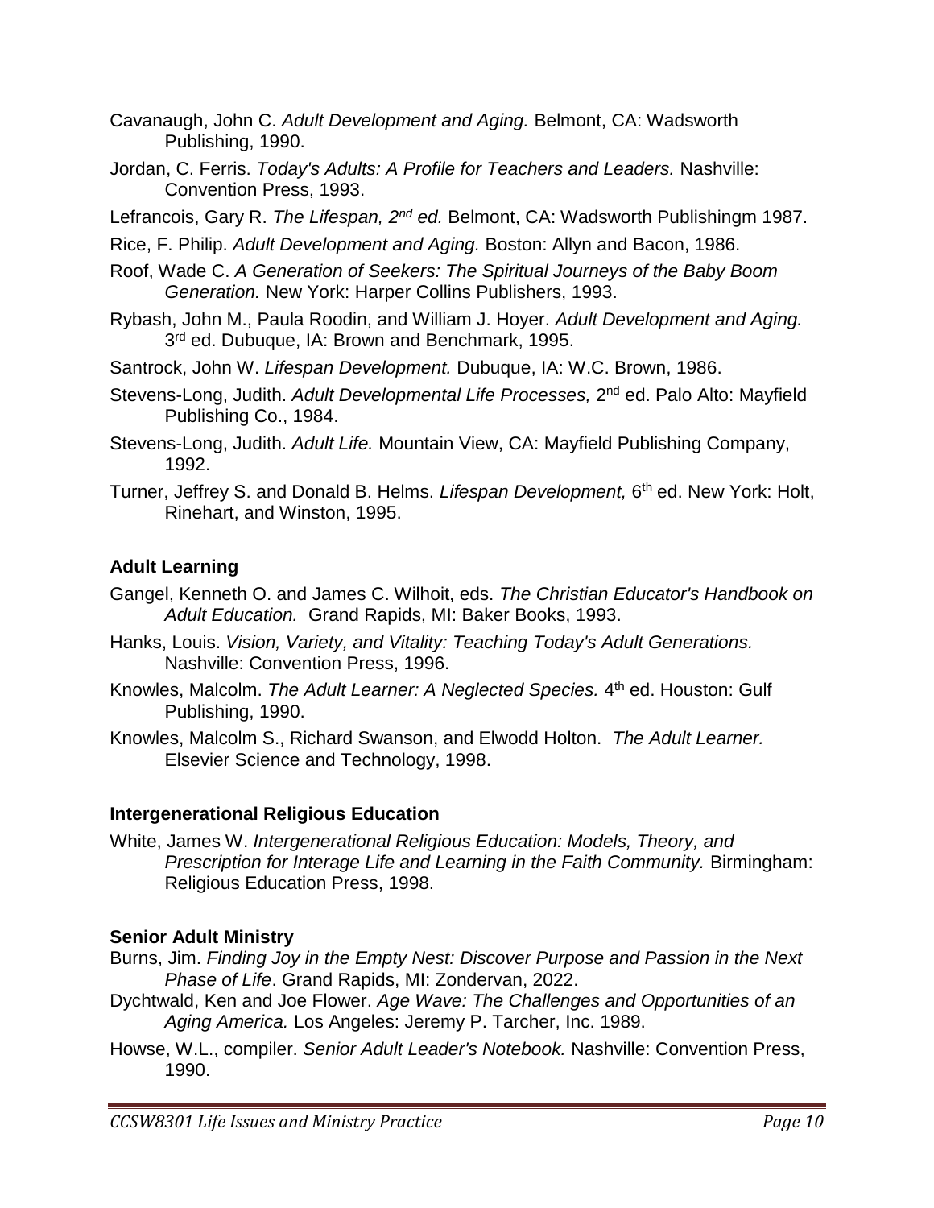Cavanaugh, John C. *Adult Development and Aging.* Belmont, CA: Wadsworth Publishing, 1990.

Jordan, C. Ferris. *Today's Adults: A Profile for Teachers and Leaders.* Nashville: Convention Press, 1993.

Lefrancois, Gary R. *The Lifespan, 2nd ed.* Belmont, CA: Wadsworth Publishingm 1987.

Rice, F. Philip. *Adult Development and Aging.* Boston: Allyn and Bacon, 1986.

Roof, Wade C. *A Generation of Seekers: The Spiritual Journeys of the Baby Boom Generation.* New York: Harper Collins Publishers, 1993.

Rybash, John M., Paula Roodin, and William J. Hoyer. *Adult Development and Aging.* 3rd ed. Dubuque, IA: Brown and Benchmark, 1995.

Santrock, John W. *Lifespan Development.* Dubuque, IA: W.C. Brown, 1986.

Stevens-Long, Judith. *Adult Developmental Life Processes,* 2nd ed. Palo Alto: Mayfield Publishing Co., 1984.

Stevens-Long, Judith. *Adult Life.* Mountain View, CA: Mayfield Publishing Company, 1992.

Turner, Jeffrey S. and Donald B. Helms. *Lifespan Development,* 6th ed. New York: Holt, Rinehart, and Winston, 1995.

### Adult Learning

Gangel, Kenneth O. and James C. Wilhoit, eds. *The Christian Educator's Handbook on Adult Education.* Grand Rapids, MI: Baker Books, 1993.

Hanks, Louis. *Vision, Variety, and Vitality: Teaching Today's Adult Generations.* Nashville: Convention Press, 1996.

Knowles, Malcolm. *The Adult Learner: A Neglected Species.* 4th ed. Houston: Gulf Publishing, 1990.

Knowles, Malcolm S., Richard Swanson, and Elwodd Holton. *The Adult Learner.* Elsevier Science and Technology, 1998.

### Intergenerational Religious Education

White, James W. *Intergenerational Religious Education: Models, Theory, and Prescription for Interage Life and Learning in the Faith Community.* Birmingham: Religious Education Press, 1998.

### Senior Adult Ministry

Burns, Jim. *Finding Joy in the Empty Nest: Discover Purpose and Passion in the Next Phase of Life*. Grand Rapids, MI: Zondervan, 2022.

Dychtwald, Ken and Joe Flower. *Age Wave: The Challenges and Opportunities of an Aging America.* Los Angeles: Jeremy P. Tarcher, Inc. 1989.

Howse, W.L., compiler. *Senior Adult Leader's Notebook.* Nashville: Convention Press, 1990.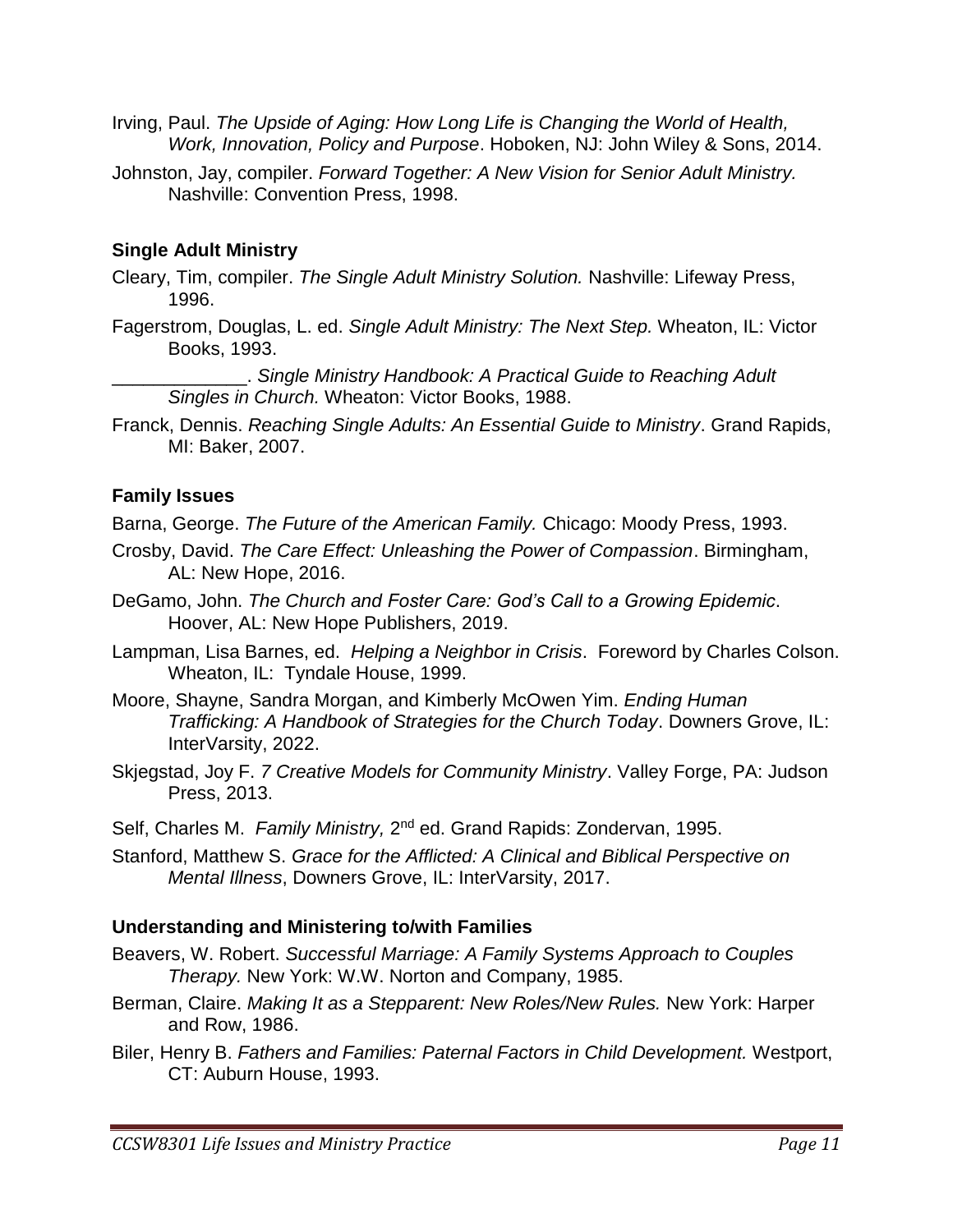Irving, Paul. *The Upside of Aging: How Long Life is Changing the World of Health, Work, Innovation, Policy and Purpose*. Hoboken, NJ: John Wiley & Sons, 2014.

Johnston, Jay, compiler. *Forward Together: A New Vision for Senior Adult Ministry.* Nashville: Convention Press, 1998.

### Single Adult Ministry

Cleary, Tim, compiler. *The Single Adult Ministry Solution.* Nashville: Lifeway Press, 1996.

Fagerstrom, Douglas, L. ed. *Single Adult Ministry: The Next Step.* Wheaton, IL: Victor Books, 1993.

_____________. *Single Ministry Handbook: A Practical Guide to Reaching Adult Singles in Church.* Wheaton: Victor Books, 1988.

Franck, Dennis. *Reaching Single Adults: An Essential Guide to Ministry*. Grand Rapids, MI: Baker, 2007.

### Family Issues

Barna, George. *The Future of the American Family.* Chicago: Moody Press, 1993.

Crosby, David. *The Care Effect: Unleashing the Power of Compassion*. Birmingham, AL: New Hope, 2016.

DeGamo, John. *The Church and Foster Care: God's Call to a Growing Epidemic*. Hoover, AL: New Hope Publishers, 2019.

Lampman, Lisa Barnes, ed. *Helping a Neighbor in Crisis*. Foreword by Charles Colson. Wheaton, IL: Tyndale House, 1999.

Moore, Shayne, Sandra Morgan, and Kimberly McOwen Yim. *Ending Human Trafficking: A Handbook of Strategies for the Church Today*. Downers Grove, IL: InterVarsity, 2022.

Skjegstad, Joy F. *7 Creative Models for Community Ministry*. Valley Forge, PA: Judson Press, 2013.

Self, Charles M. *Family Ministry,* 2nd ed. Grand Rapids: Zondervan, 1995.

Stanford, Matthew S. *Grace for the Afflicted: A Clinical and Biblical Perspective on Mental Illness*, Downers Grove, IL: InterVarsity, 2017.

### Understanding and Ministering to/with Families

Beavers, W. Robert. *Successful Marriage: A Family Systems Approach to Couples Therapy.* New York: W.W. Norton and Company, 1985.

Berman, Claire. *Making It as a Stepparent: New Roles/New Rules.* New York: Harper and Row, 1986.

Biler, Henry B. *Fathers and Families: Paternal Factors in Child Development.* Westport, CT: Auburn House, 1993.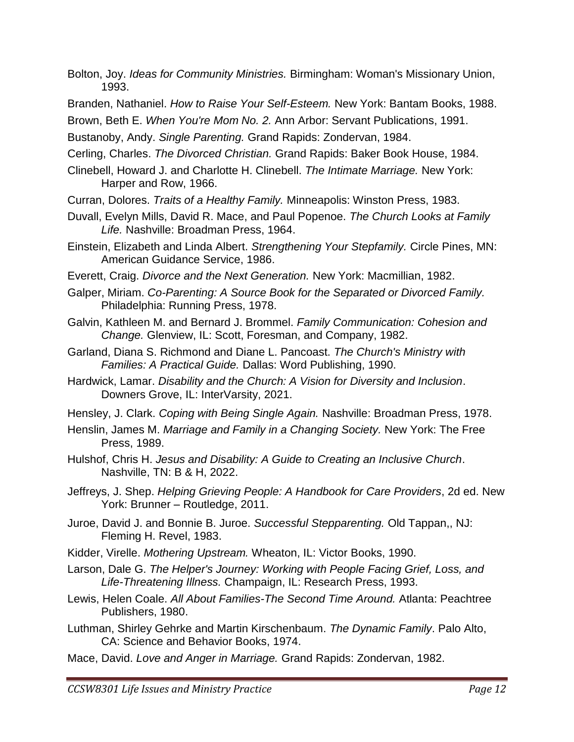Bolton, Joy. *Ideas for Community Ministries.* Birmingham: Woman's Missionary Union, 1993.

Branden, Nathaniel. *How to Raise Your Self-Esteem.* New York: Bantam Books, 1988.

Brown, Beth E. *When You're Mom No. 2.* Ann Arbor: Servant Publications, 1991.

Bustanoby, Andy. *Single Parenting.* Grand Rapids: Zondervan, 1984.

Cerling, Charles. *The Divorced Christian.* Grand Rapids: Baker Book House, 1984.

Clinebell, Howard J. and Charlotte H. Clinebell. *The Intimate Marriage.* New York: Harper and Row, 1966.

Curran, Dolores. *Traits of a Healthy Family.* Minneapolis: Winston Press, 1983.

Duvall, Evelyn Mills, David R. Mace, and Paul Popenoe. *The Church Looks at Family Life.* Nashville: Broadman Press, 1964.

Einstein, Elizabeth and Linda Albert. *Strengthening Your Stepfamily.* Circle Pines, MN: American Guidance Service, 1986.

Everett, Craig. *Divorce and the Next Generation.* New York: Macmillian, 1982.

Galper, Miriam. *Co-Parenting: A Source Book for the Separated or Divorced Family.* Philadelphia: Running Press, 1978.

Galvin, Kathleen M. and Bernard J. Brommel. *Family Communication: Cohesion and Change.* Glenview, IL: Scott, Foresman, and Company, 1982.

Garland, Diana S. Richmond and Diane L. Pancoast. *The Church's Ministry with Families: A Practical Guide.* Dallas: Word Publishing, 1990.

Hardwick, Lamar. *Disability and the Church: A Vision for Diversity and Inclusion*. Downers Grove, IL: InterVarsity, 2021.

Hensley, J. Clark. *Coping with Being Single Again.* Nashville: Broadman Press, 1978.

Henslin, James M. *Marriage and Family in a Changing Society.* New York: The Free Press, 1989.

Hulshof, Chris H. *Jesus and Disability: A Guide to Creating an Inclusive Church*. Nashville, TN: B & H, 2022.

Jeffreys, J. Shep. *Helping Grieving People: A Handbook for Care Providers*, 2d ed. New York: Brunner – Routledge, 2011.

Juroe, David J. and Bonnie B. Juroe. *Successful Stepparenting.* Old Tappan,, NJ: Fleming H. Revel, 1983.

Kidder, Virelle. *Mothering Upstream.* Wheaton, IL: Victor Books, 1990.

Larson, Dale G. *The Helper's Journey: Working with People Facing Grief, Loss, and Life-Threatening Illness.* Champaign, IL: Research Press, 1993.

Lewis, Helen Coale. *All About Families-The Second Time Around.* Atlanta: Peachtree Publishers, 1980.

Luthman, Shirley Gehrke and Martin Kirschenbaum. *The Dynamic Family*. Palo Alto, CA: Science and Behavior Books, 1974.

Mace, David. *Love and Anger in Marriage.* Grand Rapids: Zondervan, 1982.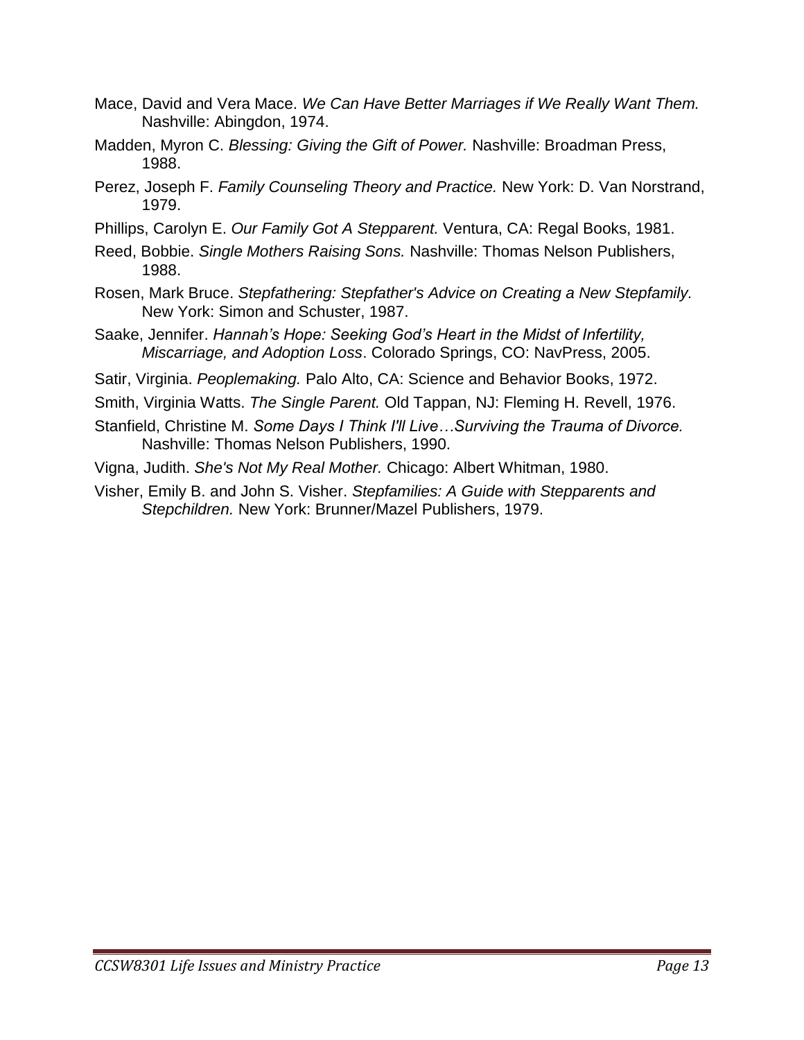Mace, David and Vera Mace. *We Can Have Better Marriages if We Really Want Them.* Nashville: Abingdon, 1974.

Madden, Myron C. *Blessing: Giving the Gift of Power.* Nashville: Broadman Press, 1988.

Perez, Joseph F. *Family Counseling Theory and Practice.* New York: D. Van Norstrand, 1979.

Phillips, Carolyn E. *Our Family Got A Stepparent.* Ventura, CA: Regal Books, 1981.

Reed, Bobbie. *Single Mothers Raising Sons.* Nashville: Thomas Nelson Publishers, 1988.

Rosen, Mark Bruce. *Stepfathering: Stepfather's Advice on Creating a New Stepfamily.* New York: Simon and Schuster, 1987.

Saake, Jennifer. *Hannah's Hope: Seeking God's Heart in the Midst of Infertility, Miscarriage, and Adoption Loss*. Colorado Springs, CO: NavPress, 2005.

Satir, Virginia. *Peoplemaking.* Palo Alto, CA: Science and Behavior Books, 1972.

Smith, Virginia Watts. *The Single Parent.* Old Tappan, NJ: Fleming H. Revell, 1976.

Stanfield, Christine M. *Some Days I Think I'll Live…Surviving the Trauma of Divorce.* Nashville: Thomas Nelson Publishers, 1990.

Vigna, Judith. *She's Not My Real Mother.* Chicago: Albert Whitman, 1980.

Visher, Emily B. and John S. Visher. *Stepfamilies: A Guide with Stepparents and Stepchildren.* New York: Brunner/Mazel Publishers, 1979.